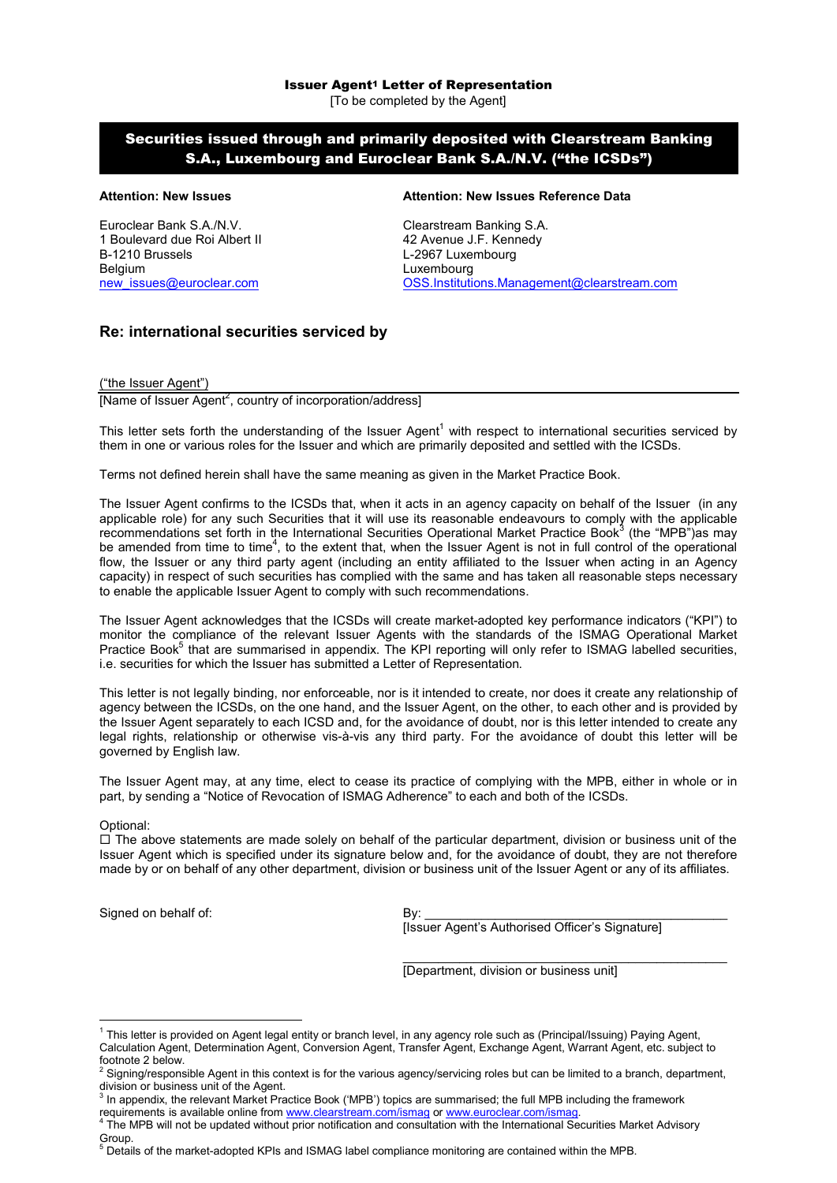**Issuer Agent[1] Letter of Representation**

[To be completed by the Agent]

## Securities issued through and primarily deposited with Clearstream Banking S.A., Luxembourg and Euroclear Bank S.A./N.V. ("the ICSDs")

**Attention: New Issues**

Euroclear Bank S.A./N.V.
1 Boulevard due Roi Albert II
B-1210 Brussels
Belgium
new_issues@euroclear.com

**Attention: New Issues Reference Data**

Clearstream Banking S.A.
42 Avenue J.F. Kennedy
L-2967 Luxembourg
Luxembourg
OSS.Institutions.Management@clearstream.com

### Re: international securities serviced by

("the Issuer Agent")

[Name of Issuer Agent[2], country of incorporation/address]

This letter sets forth the understanding of the Issuer Agent[1] with respect to international securities serviced by them in one or various roles for the Issuer and which are primarily deposited and settled with the ICSDs.

Terms not defined herein shall have the same meaning as given in the Market Practice Book.

The Issuer Agent confirms to the ICSDs that, when it acts in an agency capacity on behalf of the Issuer (in any applicable role) for any such Securities that it will use its reasonable endeavours to comply with the applicable recommendations set forth in the International Securities Operational Market Practice Book[3] (the "MPB")as may be amended from time to time[4], to the extent that, when the Issuer Agent is not in full control of the operational flow, the Issuer or any third party agent (including an entity affiliated to the Issuer when acting in an Agency capacity) in respect of such securities has complied with the same and has taken all reasonable steps necessary to enable the applicable Issuer Agent to comply with such recommendations.

The Issuer Agent acknowledges that the ICSDs will create market-adopted key performance indicators ("KPI") to monitor the compliance of the relevant Issuer Agents with the standards of the ISMAG Operational Market Practice Book[5] that are summarised in appendix. The KPI reporting will only refer to ISMAG labelled securities, i.e. securities for which the Issuer has submitted a Letter of Representation.

This letter is not legally binding, nor enforceable, nor is it intended to create, nor does it create any relationship of agency between the ICSDs, on the one hand, and the Issuer Agent, on the other, to each other and is provided by the Issuer Agent separately to each ICSD and, for the avoidance of doubt, nor is this letter intended to create any legal rights, relationship or otherwise vis-à-vis any third party. For the avoidance of doubt this letter will be governed by English law.

The Issuer Agent may, at any time, elect to cease its practice of complying with the MPB, either in whole or in part, by sending a "Notice of Revocation of ISMAG Adherence" to each and both of the ICSDs.

Optional:

☐ The above statements are made solely on behalf of the particular department, division or business unit of the Issuer Agent which is specified under its signature below and, for the avoidance of doubt, they are not therefore made by or on behalf of any other department, division or business unit of the Issuer Agent or any of its affiliates.

Signed on behalf of:

By: ___________________________________________
[Issuer Agent's Authorised Officer's Signature]

___________________________________________
[Department, division or business unit]

---

[1] This letter is provided on Agent legal entity or branch level, in any agency role such as (Principal/Issuing) Paying Agent, Calculation Agent, Determination Agent, Conversion Agent, Transfer Agent, Exchange Agent, Warrant Agent, etc. subject to footnote 2 below.

[2] Signing/responsible Agent in this context is for the various agency/servicing roles but can be limited to a branch, department, division or business unit of the Agent.

[3] In appendix, the relevant Market Practice Book ('MPB') topics are summarised; the full MPB including the framework requirements is available online from www.clearstream.com/ismag or www.euroclear.com/ismag.

[4] The MPB will not be updated without prior notification and consultation with the International Securities Market Advisory Group.

[5] Details of the market-adopted KPIs and ISMAG label compliance monitoring are contained within the MPB.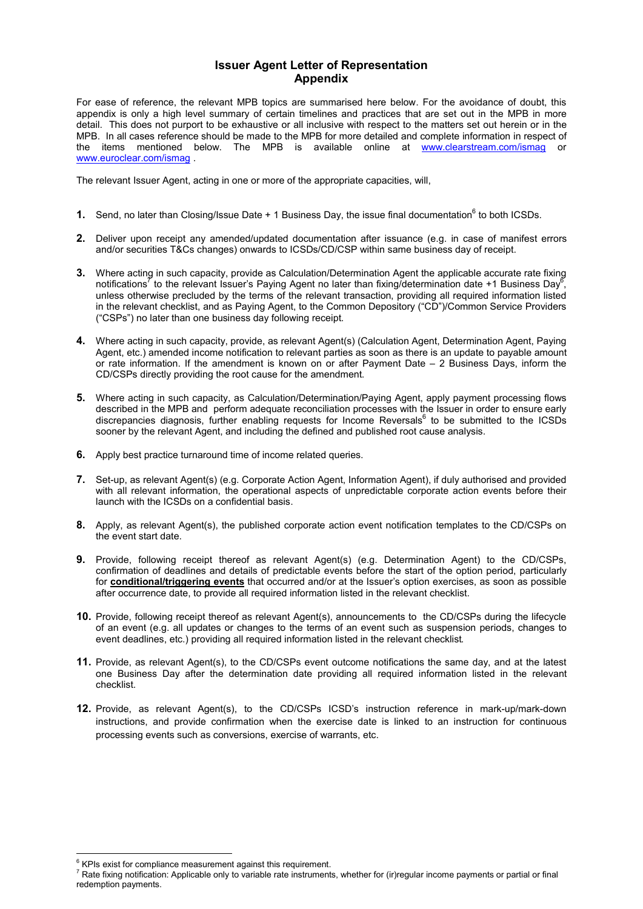# Issuer Agent Letter of Representation
## Appendix

For ease of reference, the relevant MPB topics are summarised here below. For the avoidance of doubt, this appendix is only a high level summary of certain timelines and practices that are set out in the MPB in more detail. This does not purport to be exhaustive or all inclusive with respect to the matters set out herein or in the MPB. In all cases reference should be made to the MPB for more detailed and complete information in respect of the items mentioned below. The MPB is available online at www.clearstream.com/ismag or www.euroclear.com/ismag .

The relevant Issuer Agent, acting in one or more of the appropriate capacities, will,

1. Send, no later than Closing/Issue Date + 1 Business Day, the issue final documentation[6] to both ICSDs.
2. Deliver upon receipt any amended/updated documentation after issuance (e.g. in case of manifest errors and/or securities T&Cs changes) onwards to ICSDs/CD/CSP within same business day of receipt.
3. Where acting in such capacity, provide as Calculation/Determination Agent the applicable accurate rate fixing notifications[7] to the relevant Issuer's Paying Agent no later than fixing/determination date +1 Business Day[6], unless otherwise precluded by the terms of the relevant transaction, providing all required information listed in the relevant checklist, and as Paying Agent, to the Common Depository ("CD")/Common Service Providers ("CSPs") no later than one business day following receipt.
4. Where acting in such capacity, provide, as relevant Agent(s) (Calculation Agent, Determination Agent, Paying Agent, etc.) amended income notification to relevant parties as soon as there is an update to payable amount or rate information. If the amendment is known on or after Payment Date – 2 Business Days, inform the CD/CSPs directly providing the root cause for the amendment.
5. Where acting in such capacity, as Calculation/Determination/Paying Agent, apply payment processing flows described in the MPB and perform adequate reconciliation processes with the Issuer in order to ensure early discrepancies diagnosis, further enabling requests for Income Reversals[6] to be submitted to the ICSDs sooner by the relevant Agent, and including the defined and published root cause analysis.
6. Apply best practice turnaround time of income related queries.
7. Set-up, as relevant Agent(s) (e.g. Corporate Action Agent, Information Agent), if duly authorised and provided with all relevant information, the operational aspects of unpredictable corporate action events before their launch with the ICSDs on a confidential basis.
8. Apply, as relevant Agent(s), the published corporate action event notification templates to the CD/CSPs on the event start date.
9. Provide, following receipt thereof as relevant Agent(s) (e.g. Determination Agent) to the CD/CSPs, confirmation of deadlines and details of predictable events before the start of the option period, particularly for **conditional/triggering events** that occurred and/or at the Issuer's option exercises, as soon as possible after occurrence date, to provide all required information listed in the relevant checklist.
10. Provide, following receipt thereof as relevant Agent(s), announcements to the CD/CSPs during the lifecycle of an event (e.g. all updates or changes to the terms of an event such as suspension periods, changes to event deadlines, etc.) providing all required information listed in the relevant checklist.
11. Provide, as relevant Agent(s), to the CD/CSPs event outcome notifications the same day, and at the latest one Business Day after the determination date providing all required information listed in the relevant checklist.
12. Provide, as relevant Agent(s), to the CD/CSPs ICSD's instruction reference in mark-up/mark-down instructions, and provide confirmation when the exercise date is linked to an instruction for continuous processing events such as conversions, exercise of warrants, etc.

[6] KPIs exist for compliance measurement against this requirement.

[7] Rate fixing notification: Applicable only to variable rate instruments, whether for (ir)regular income payments or partial or final redemption payments.